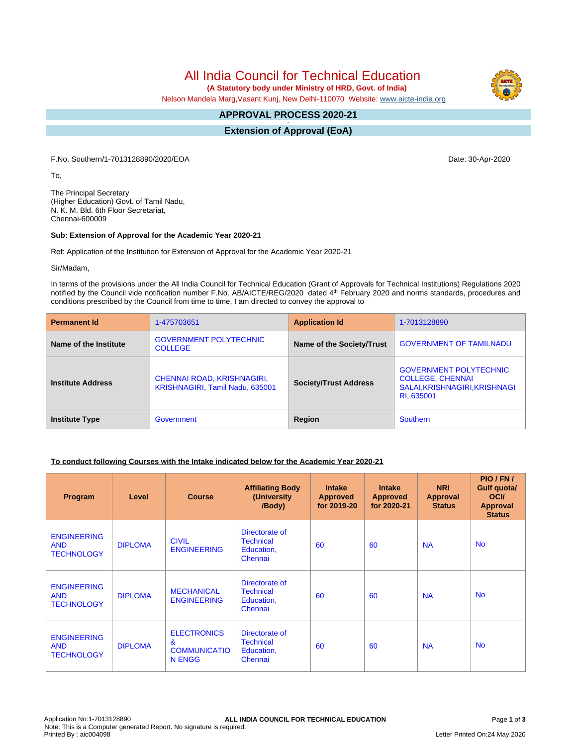# All India Council for Technical Education

**(A Statutory body under Ministry of HRD, Govt. of India)**

Nelson Mandela Marg,Vasant Kunj, New Delhi-110070 Website: www.aicte-india.org

## APPROVAL PROCESS 2020-21

## Extension of Approval (EoA)

F.No. Southern/1-7013128890/2020/EOA

Date: 30-Apr-2020

To,

The Principal Secretary
(Higher Education) Govt. of Tamil Nadu,
N. K. M. Bld. 6th Floor Secretariat,
Chennai-600009

**Sub: Extension of Approval for the Academic Year 2020-21**

Ref: Application of the Institution for Extension of Approval for the Academic Year 2020-21

Sir/Madam,

In terms of the provisions under the All India Council for Technical Education (Grant of Approvals for Technical Institutions) Regulations 2020 notified by the Council vide notification number F.No. AB/AICTE/REG/2020 dated 4th February 2020 and norms standards, procedures and conditions prescribed by the Council from time to time, I am directed to convey the approval to

| **Permanent Id** | 1-475703651 | **Application Id** | 1-7013128890 |
|---|---|---|---|
| **Name of the Institute** | GOVERNMENT POLYTECHNIC COLLEGE | **Name of the Society/Trust** | GOVERNMENT OF TAMILNADU |
| **Institute Address** | CHENNAI ROAD, KRISHNAGIRI, KRISHNAGIRI, Tamil Nadu, 635001 | **Society/Trust Address** | GOVERNMENT POLYTECHNIC COLLEGE, CHENNAI SALAI,KRISHNAGIRI,KRISHNAGIRI,,635001 |
| **Institute Type** | Government | **Region** | Southern |

**To conduct following Courses with the Intake indicated below for the Academic Year 2020-21**

| Program | Level | Course | Affiliating Body (University /Body) | Intake Approved for 2019-20 | Intake Approved for 2020-21 | NRI Approval Status | PIO / FN / Gulf quota/ OCI/ Approval Status |
|---|---|---|---|---|---|---|---|
| ENGINEERING AND TECHNOLOGY | DIPLOMA | CIVIL ENGINEERING | Directorate of Technical Education, Chennai | 60 | 60 | NA | No |
| ENGINEERING AND TECHNOLOGY | DIPLOMA | MECHANICAL ENGINEERING | Directorate of Technical Education, Chennai | 60 | 60 | NA | No |
| ENGINEERING AND TECHNOLOGY | DIPLOMA | ELECTRONICS & COMMUNICATION ENGG | Directorate of Technical Education, Chennai | 60 | 60 | NA | No |

Application No:1-7013128890
Note: This is a Computer generated Report. No signature is required.
Printed By : aic004098

Letter Printed On:24 May 2020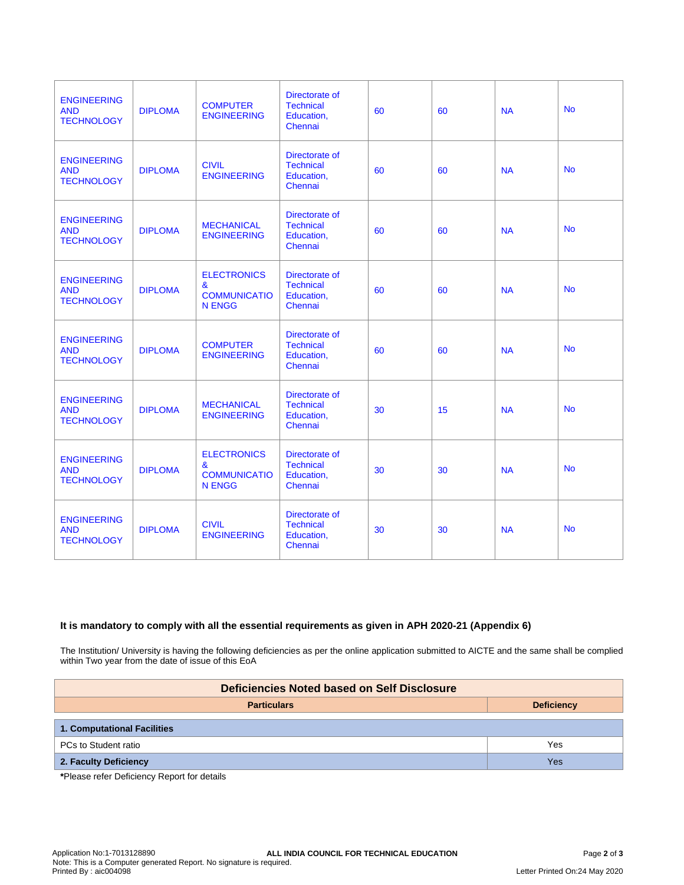| | | | | | | | |
|---|---|---|---|---|---|---|---|
| ENGINEERING AND TECHNOLOGY | DIPLOMA | COMPUTER ENGINEERING | Directorate of Technical Education, Chennai | 60 | 60 | NA | No |
| ENGINEERING AND TECHNOLOGY | DIPLOMA | CIVIL ENGINEERING | Directorate of Technical Education, Chennai | 60 | 60 | NA | No |
| ENGINEERING AND TECHNOLOGY | DIPLOMA | MECHANICAL ENGINEERING | Directorate of Technical Education, Chennai | 60 | 60 | NA | No |
| ENGINEERING AND TECHNOLOGY | DIPLOMA | ELECTRONICS & COMMUNICATION ENGG | Directorate of Technical Education, Chennai | 60 | 60 | NA | No |
| ENGINEERING AND TECHNOLOGY | DIPLOMA | COMPUTER ENGINEERING | Directorate of Technical Education, Chennai | 60 | 60 | NA | No |
| ENGINEERING AND TECHNOLOGY | DIPLOMA | MECHANICAL ENGINEERING | Directorate of Technical Education, Chennai | 30 | 15 | NA | No |
| ENGINEERING AND TECHNOLOGY | DIPLOMA | ELECTRONICS & COMMUNICATION ENGG | Directorate of Technical Education, Chennai | 30 | 30 | NA | No |
| ENGINEERING AND TECHNOLOGY | DIPLOMA | CIVIL ENGINEERING | Directorate of Technical Education, Chennai | 30 | 30 | NA | No |

**It is mandatory to comply with all the essential requirements as given in APH 2020-21 (Appendix 6)**

The Institution/ University is having the following deficiencies as per the online application submitted to AICTE and the same shall be complied within Two year from the date of issue of this EoA

| Deficiencies Noted based on Self Disclosure | |
|---|---|
| **Particulars** | **Deficiency** |
| **1. Computational Facilities** | |
| PCs to Student ratio | Yes |
| **2. Faculty Deficiency** | Yes |

***Please refer Deficiency Report for details**

Application No:1-7013128890

Note: This is a Computer generated Report. No signature is required.

Printed By : aic004098

ALL INDIA COUNCIL FOR TECHNICAL EDUCATION

Letter Printed On:24 May 2020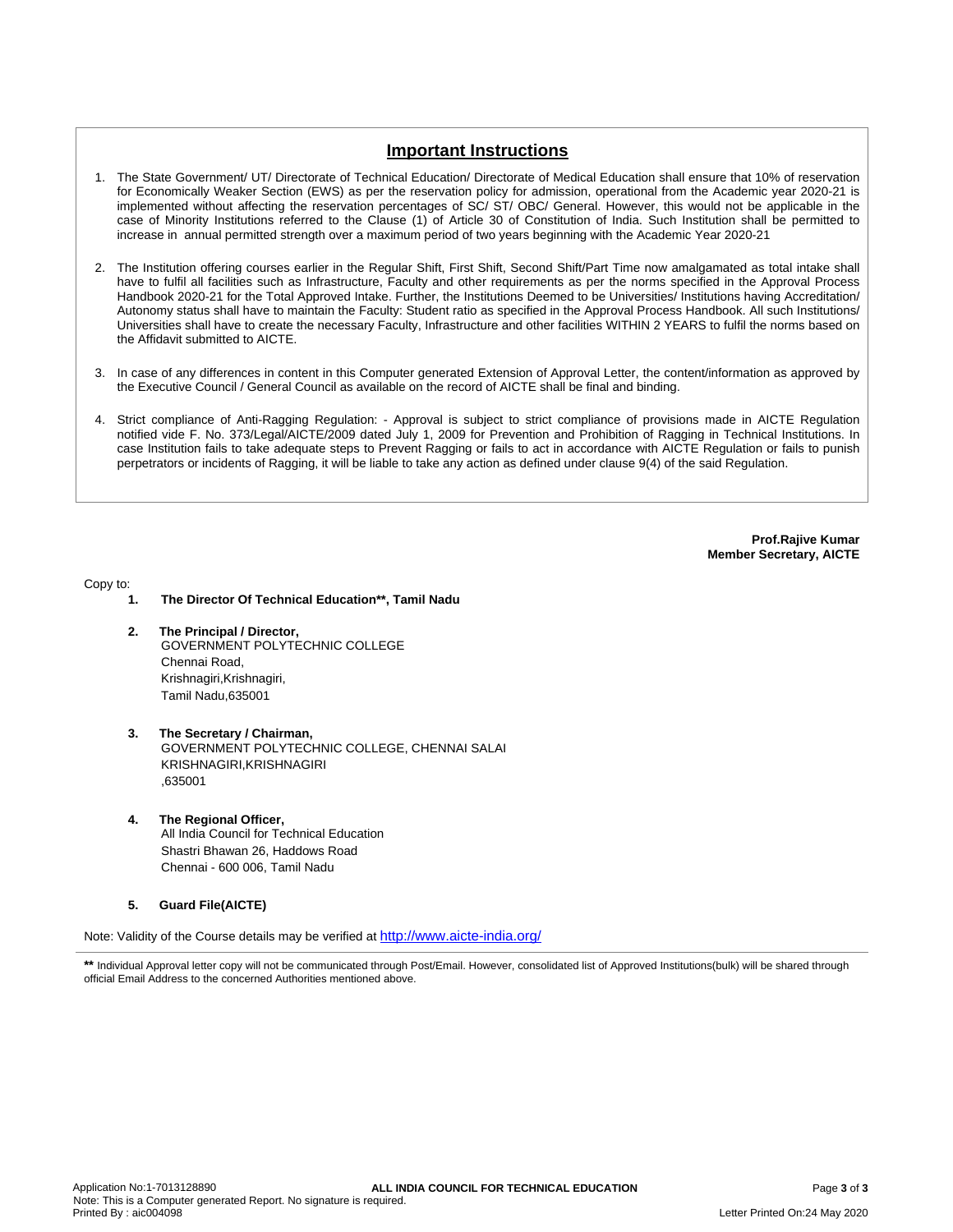## Important Instructions

1. The State Government/ UT/ Directorate of Technical Education/ Directorate of Medical Education shall ensure that 10% of reservation for Economically Weaker Section (EWS) as per the reservation policy for admission, operational from the Academic year 2020-21 is implemented without affecting the reservation percentages of SC/ ST/ OBC/ General. However, this would not be applicable in the case of Minority Institutions referred to the Clause (1) of Article 30 of Constitution of India. Such Institution shall be permitted to increase in annual permitted strength over a maximum period of two years beginning with the Academic Year 2020-21

2. The Institution offering courses earlier in the Regular Shift, First Shift, Second Shift/Part Time now amalgamated as total intake shall have to fulfil all facilities such as Infrastructure, Faculty and other requirements as per the norms specified in the Approval Process Handbook 2020-21 for the Total Approved Intake. Further, the Institutions Deemed to be Universities/ Institutions having Accreditation/ Autonomy status shall have to maintain the Faculty: Student ratio as specified in the Approval Process Handbook. All such Institutions/ Universities shall have to create the necessary Faculty, Infrastructure and other facilities WITHIN 2 YEARS to fulfil the norms based on the Affidavit submitted to AICTE.

3. In case of any differences in content in this Computer generated Extension of Approval Letter, the content/information as approved by the Executive Council / General Council as available on the record of AICTE shall be final and binding.

4. Strict compliance of Anti-Ragging Regulation: - Approval is subject to strict compliance of provisions made in AICTE Regulation notified vide F. No. 373/Legal/AICTE/2009 dated July 1, 2009 for Prevention and Prohibition of Ragging in Technical Institutions. In case Institution fails to take adequate steps to Prevent Ragging or fails to act in accordance with AICTE Regulation or fails to punish perpetrators or incidents of Ragging, it will be liable to take any action as defined under clause 9(4) of the said Regulation.

**Prof.Rajive Kumar**
**Member Secretary, AICTE**

Copy to:

1. **The Director Of Technical Education\*\*, Tamil Nadu**

2. **The Principal / Director,**
   GOVERNMENT POLYTECHNIC COLLEGE
   Chennai Road,
   Krishnagiri,Krishnagiri,
   Tamil Nadu,635001

3. **The Secretary / Chairman,**
   GOVERNMENT POLYTECHNIC COLLEGE, CHENNAI SALAI
   KRISHNAGIRI,KRISHNAGIRI
   ,635001

4. **The Regional Officer,**
   All India Council for Technical Education
   Shastri Bhawan 26, Haddows Road
   Chennai - 600 006, Tamil Nadu

5. **Guard File(AICTE)**

Note: Validity of the Course details may be verified at http://www.aicte-india.org/

**\*\*** Individual Approval letter copy will not be communicated through Post/Email. However, consolidated list of Approved Institutions(bulk) will be shared through official Email Address to the concerned Authorities mentioned above.

Application No:1-7013128890
Note: This is a Computer generated Report. No signature is required.
Printed By : aic004098
Letter Printed On:24 May 2020